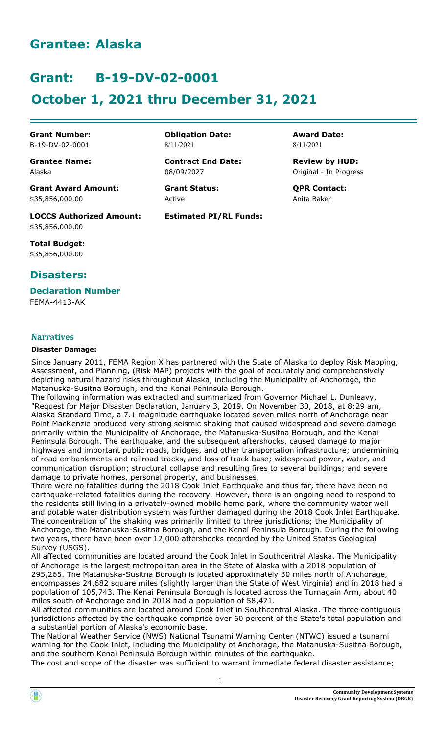# Grantee: Alaska

# Grant: B-19-DV-02-0001

# October 1, 2021 thru December 31, 2021

| **Grant Number:** | **Obligation Date:** | **Award Date:** |
|---|---|---|
| B-19-DV-02-0001 | 8/11/2021 | 8/11/2021 |
| **Grantee Name:** | **Contract End Date:** | **Review by HUD:** |
| Alaska | 08/09/2027 | Original - In Progress |
| **Grant Award Amount:** | **Grant Status:** | **QPR Contact:** |
| $35,856,000.00 | Active | Anita Baker |
| **LOCCS Authorized Amount:** | **Estimated PI/RL Funds:** | |
| $35,856,000.00 | | |
| **Total Budget:** | | |
| $35,856,000.00 | | |

## Disasters:

### Declaration Number

FEMA-4413-AK

### Narratives

**Disaster Damage:**

Since January 2011, FEMA Region X has partnered with the State of Alaska to deploy Risk Mapping, Assessment, and Planning, (Risk MAP) projects with the goal of accurately and comprehensively depicting natural hazard risks throughout Alaska, including the Municipality of Anchorage, the Matanuska-Susitna Borough, and the Kenai Peninsula Borough.

The following information was extracted and summarized from Governor Michael L. Dunleavy, "Request for Major Disaster Declaration, January 3, 2019. On November 30, 2018, at 8:29 am, Alaska Standard Time, a 7.1 magnitude earthquake located seven miles north of Anchorage near Point MacKenzie produced very strong seismic shaking that caused widespread and severe damage primarily within the Municipality of Anchorage, the Matanuska-Susitna Borough, and the Kenai Peninsula Borough. The earthquake, and the subsequent aftershocks, caused damage to major highways and important public roads, bridges, and other transportation infrastructure; undermining of road embankments and railroad tracks, and loss of track base; widespread power, water, and communication disruption; structural collapse and resulting fires to several buildings; and severe damage to private homes, personal property, and businesses.

There were no fatalities during the 2018 Cook Inlet Earthquake and thus far, there have been no earthquake-related fatalities during the recovery. However, there is an ongoing need to respond to the residents still living in a privately-owned mobile home park, where the community water well and potable water distribution system was further damaged during the 2018 Cook Inlet Earthquake. The concentration of the shaking was primarily limited to three jurisdictions; the Municipality of Anchorage, the Matanuska-Susitna Borough, and the Kenai Peninsula Borough. During the following two years, there have been over 12,000 aftershocks recorded by the United States Geological Survey (USGS).

All affected communities are located around the Cook Inlet in Southcentral Alaska. The Municipality of Anchorage is the largest metropolitan area in the State of Alaska with a 2018 population of 295,265. The Matanuska-Susitna Borough is located approximately 30 miles north of Anchorage, encompasses 24,682 square miles (slightly larger than the State of West Virginia) and in 2018 had a population of 105,743. The Kenai Peninsula Borough is located across the Turnagain Arm, about 40 miles south of Anchorage and in 2018 had a population of 58,471.

All affected communities are located around Cook Inlet in Southcentral Alaska. The three contiguous jurisdictions affected by the earthquake comprise over 60 percent of the State's total population and a substantial portion of Alaska's economic base.

The National Weather Service (NWS) National Tsunami Warning Center (NTWC) issued a tsunami warning for the Cook Inlet, including the Municipality of Anchorage, the Matanuska-Susitna Borough, and the southern Kenai Peninsula Borough within minutes of the earthquake.

The cost and scope of the disaster was sufficient to warrant immediate federal disaster assistance;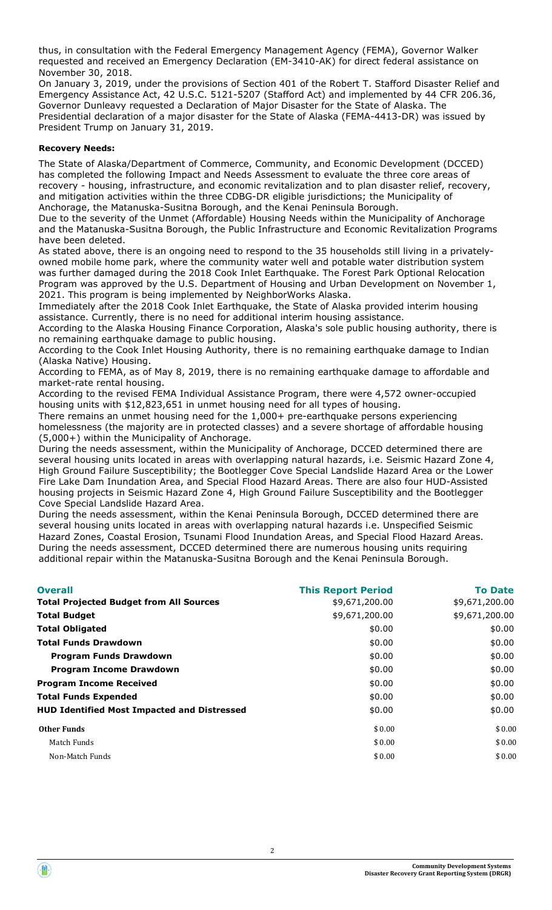thus, in consultation with the Federal Emergency Management Agency (FEMA), Governor Walker requested and received an Emergency Declaration (EM-3410-AK) for direct federal assistance on November 30, 2018.

On January 3, 2019, under the provisions of Section 401 of the Robert T. Stafford Disaster Relief and Emergency Assistance Act, 42 U.S.C. 5121-5207 (Stafford Act) and implemented by 44 CFR 206.36, Governor Dunleavy requested a Declaration of Major Disaster for the State of Alaska. The Presidential declaration of a major disaster for the State of Alaska (FEMA-4413-DR) was issued by President Trump on January 31, 2019.

**Recovery Needs:**

The State of Alaska/Department of Commerce, Community, and Economic Development (DCCED) has completed the following Impact and Needs Assessment to evaluate the three core areas of recovery - housing, infrastructure, and economic revitalization and to plan disaster relief, recovery, and mitigation activities within the three CDBG-DR eligible jurisdictions; the Municipality of Anchorage, the Matanuska-Susitna Borough, and the Kenai Peninsula Borough.

Due to the severity of the Unmet (Affordable) Housing Needs within the Municipality of Anchorage and the Matanuska-Susitna Borough, the Public Infrastructure and Economic Revitalization Programs have been deleted.

As stated above, there is an ongoing need to respond to the 35 households still living in a privately-owned mobile home park, where the community water well and potable water distribution system was further damaged during the 2018 Cook Inlet Earthquake. The Forest Park Optional Relocation Program was approved by the U.S. Department of Housing and Urban Development on November 1, 2021. This program is being implemented by NeighborWorks Alaska.

Immediately after the 2018 Cook Inlet Earthquake, the State of Alaska provided interim housing assistance. Currently, there is no need for additional interim housing assistance.

According to the Alaska Housing Finance Corporation, Alaska's sole public housing authority, there is no remaining earthquake damage to public housing.

According to the Cook Inlet Housing Authority, there is no remaining earthquake damage to Indian (Alaska Native) Housing.

According to FEMA, as of May 8, 2019, there is no remaining earthquake damage to affordable and market-rate rental housing.

According to the revised FEMA Individual Assistance Program, there were 4,572 owner-occupied housing units with $12,823,651 in unmet housing need for all types of housing.

There remains an unmet housing need for the 1,000+ pre-earthquake persons experiencing homelessness (the majority are in protected classes) and a severe shortage of affordable housing (5,000+) within the Municipality of Anchorage.

During the needs assessment, within the Municipality of Anchorage, DCCED determined there are several housing units located in areas with overlapping natural hazards, i.e. Seismic Hazard Zone 4, High Ground Failure Susceptibility; the Bootlegger Cove Special Landslide Hazard Area or the Lower Fire Lake Dam Inundation Area, and Special Flood Hazard Areas. There are also four HUD-Assisted housing projects in Seismic Hazard Zone 4, High Ground Failure Susceptibility and the Bootlegger Cove Special Landslide Hazard Area.

During the needs assessment, within the Kenai Peninsula Borough, DCCED determined there are several housing units located in areas with overlapping natural hazards i.e. Unspecified Seismic Hazard Zones, Coastal Erosion, Tsunami Flood Inundation Areas, and Special Flood Hazard Areas. During the needs assessment, DCCED determined there are numerous housing units requiring additional repair within the Matanuska-Susitna Borough and the Kenai Peninsula Borough.

| Overall | This Report Period | To Date |
|---|---|---|
| **Total Projected Budget from All Sources** | $9,671,200.00 | $9,671,200.00 |
| **Total Budget** | $9,671,200.00 | $9,671,200.00 |
| **Total Obligated** | $0.00 | $0.00 |
| **Total Funds Drawdown** | $0.00 | $0.00 |
| **Program Funds Drawdown** | $0.00 | $0.00 |
| **Program Income Drawdown** | $0.00 | $0.00 |
| **Program Income Received** | $0.00 | $0.00 |
| **Total Funds Expended** | $0.00 | $0.00 |
| **HUD Identified Most Impacted and Distressed** | $0.00 | $0.00 |
| **Other Funds** | $ 0.00 | $ 0.00 |
| Match Funds | $ 0.00 | $ 0.00 |
| Non-Match Funds | $ 0.00 | $ 0.00 |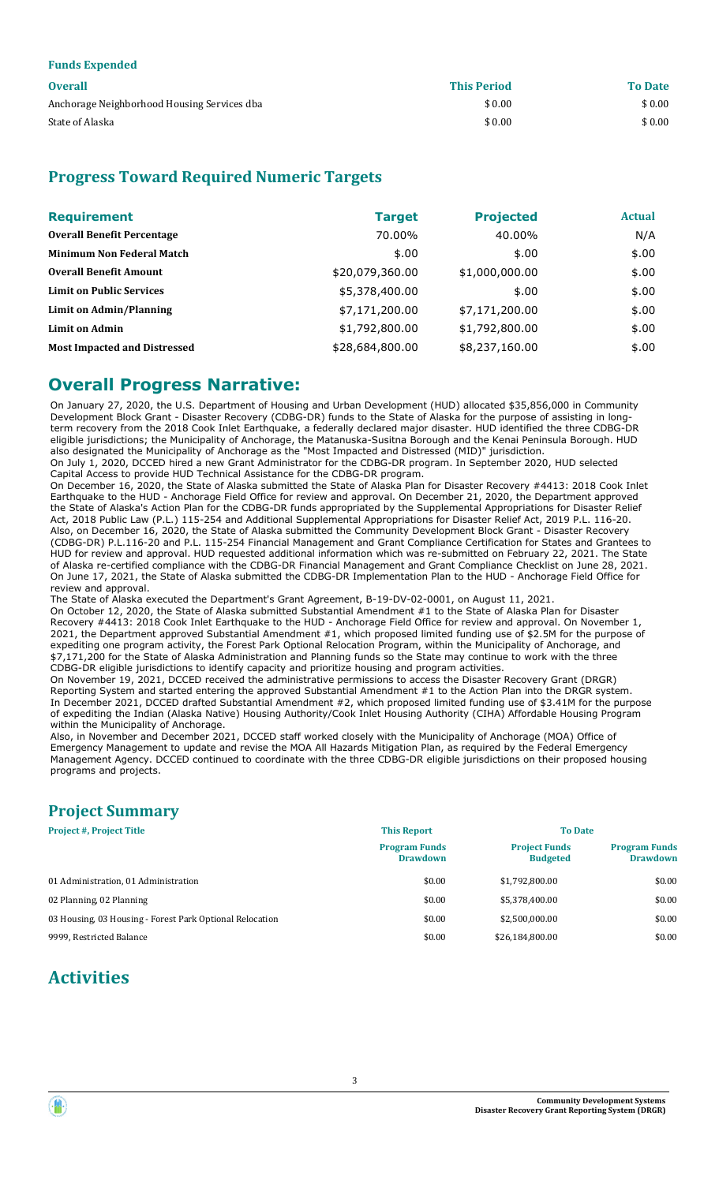**Funds Expended**

| Overall | This Period | To Date |
| --- | --- | --- |
| Anchorage Neighborhood Housing Services dba | $ 0.00 | $ 0.00 |
| State of Alaska | $ 0.00 | $ 0.00 |

## Progress Toward Required Numeric Targets

| Requirement | Target | Projected | Actual |
| --- | --- | --- | --- |
| **Overall Benefit Percentage** | 70.00% | 40.00% | N/A |
| **Minimum Non Federal Match** | $.00 | $.00 | $.00 |
| **Overall Benefit Amount** | $20,079,360.00 | $1,000,000.00 | $.00 |
| **Limit on Public Services** | $5,378,400.00 | $.00 | $.00 |
| **Limit on Admin/Planning** | $7,171,200.00 | $7,171,200.00 | $.00 |
| **Limit on Admin** | $1,792,800.00 | $1,792,800.00 | $.00 |
| **Most Impacted and Distressed** | $28,684,800.00 | $8,237,160.00 | $.00 |

# Overall Progress Narrative:

On January 27, 2020, the U.S. Department of Housing and Urban Development (HUD) allocated $35,856,000 in Community Development Block Grant - Disaster Recovery (CDBG-DR) funds to the State of Alaska for the purpose of assisting in long-term recovery from the 2018 Cook Inlet Earthquake, a federally declared major disaster. HUD identified the three CDBG-DR eligible jurisdictions; the Municipality of Anchorage, the Matanuska-Susitna Borough and the Kenai Peninsula Borough. HUD also designated the Municipality of Anchorage as the "Most Impacted and Distressed (MID)" jurisdiction.

On July 1, 2020, DCCED hired a new Grant Administrator for the CDBG-DR program. In September 2020, HUD selected Capital Access to provide HUD Technical Assistance for the CDBG-DR program.

On December 16, 2020, the State of Alaska submitted the State of Alaska Plan for Disaster Recovery #4413: 2018 Cook Inlet Earthquake to the HUD - Anchorage Field Office for review and approval. On December 21, 2020, the Department approved the State of Alaska's Action Plan for the CDBG-DR funds appropriated by the Supplemental Appropriations for Disaster Relief Act, 2018 Public Law (P.L.) 115-254 and Additional Supplemental Appropriations for Disaster Relief Act, 2019 P.L. 116-20. Also, on December 16, 2020, the State of Alaska submitted the Community Development Block Grant - Disaster Recovery (CDBG-DR) P.L.116-20 and P.L. 115-254 Financial Management and Grant Compliance Certification for States and Grantees to HUD for review and approval. HUD requested additional information which was re-submitted on February 22, 2021. The State of Alaska re-certified compliance with the CDBG-DR Financial Management and Grant Compliance Checklist on June 28, 2021. On June 17, 2021, the State of Alaska submitted the CDBG-DR Implementation Plan to the HUD - Anchorage Field Office for review and approval.

The State of Alaska executed the Department's Grant Agreement, B-19-DV-02-0001, on August 11, 2021.

On October 12, 2020, the State of Alaska submitted Substantial Amendment #1 to the State of Alaska Plan for Disaster Recovery #4413: 2018 Cook Inlet Earthquake to the HUD - Anchorage Field Office for review and approval. On November 1, 2021, the Department approved Substantial Amendment #1, which proposed limited funding use of $2.5M for the purpose of expediting one program activity, the Forest Park Optional Relocation Program, within the Municipality of Anchorage, and $7,171,200 for the State of Alaska Administration and Planning funds so the State may continue to work with the three CDBG-DR eligible jurisdictions to identify capacity and prioritize housing and program activities.

On November 19, 2021, DCCED received the administrative permissions to access the Disaster Recovery Grant (DRGR) Reporting System and started entering the approved Substantial Amendment #1 to the Action Plan into the DRGR system.

In December 2021, DCCED drafted Substantial Amendment #2, which proposed limited funding use of $3.41M for the purpose of expediting the Indian (Alaska Native) Housing Authority/Cook Inlet Housing Authority (CIHA) Affordable Housing Program within the Municipality of Anchorage.

Also, in November and December 2021, DCCED staff worked closely with the Municipality of Anchorage (MOA) Office of Emergency Management to update and revise the MOA All Hazards Mitigation Plan, as required by the Federal Emergency Management Agency. DCCED continued to coordinate with the three CDBG-DR eligible jurisdictions on their proposed housing programs and projects.

## Project Summary

| Project #, Project Title | This Report | To Date | |
| --- | --- | --- | --- |
| | Program Funds Drawdown | Project Funds Budgeted | Program Funds Drawdown |
| 01 Administration, 01 Administration | $0.00 | $1,792,800.00 | $0.00 |
| 02 Planning, 02 Planning | $0.00 | $5,378,400.00 | $0.00 |
| 03 Housing, 03 Housing - Forest Park Optional Relocation | $0.00 | $2,500,000.00 | $0.00 |
| 9999, Restricted Balance | $0.00 | $26,184,800.00 | $0.00 |

# Activities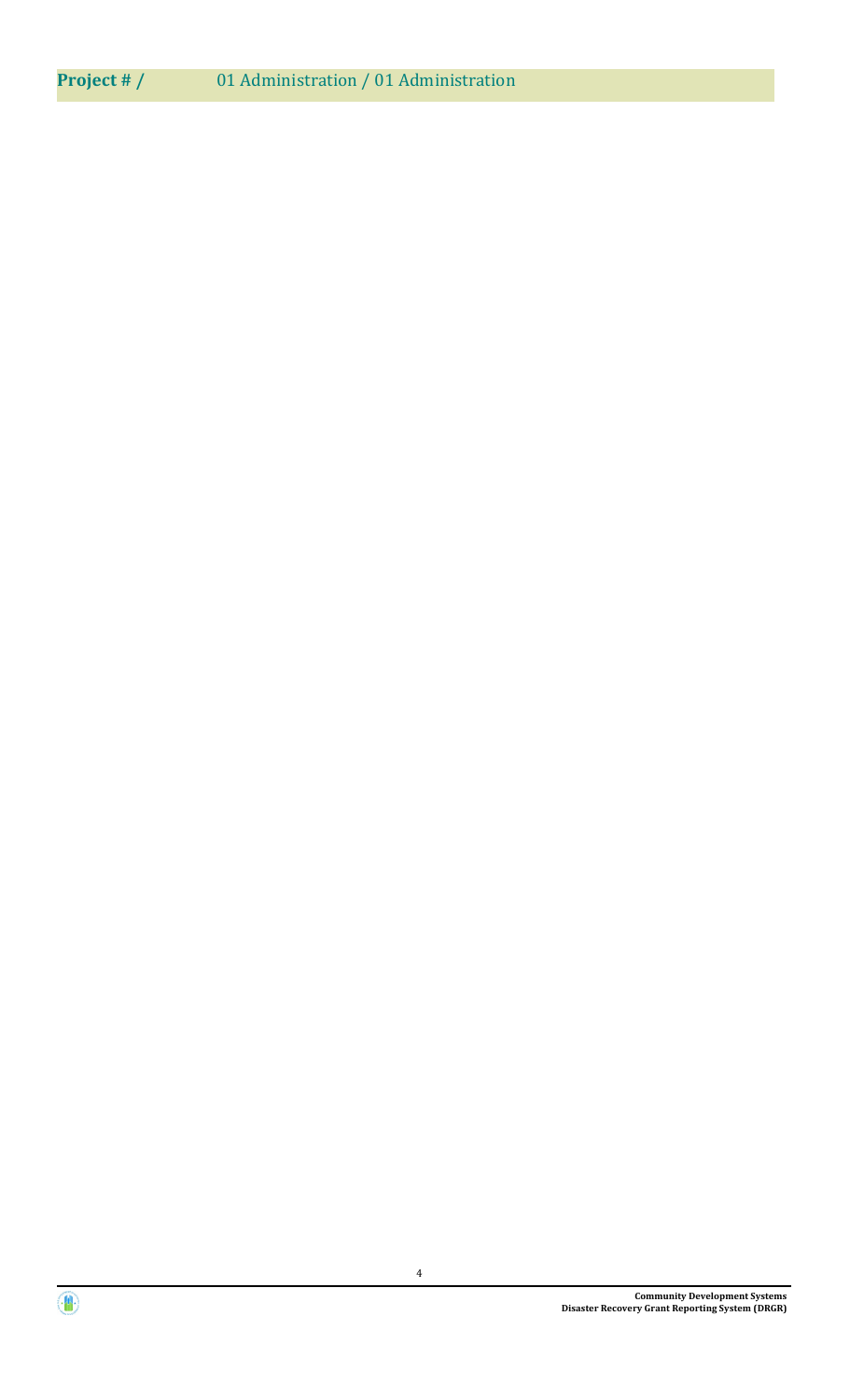**Project # /** 01 Administration / 01 Administration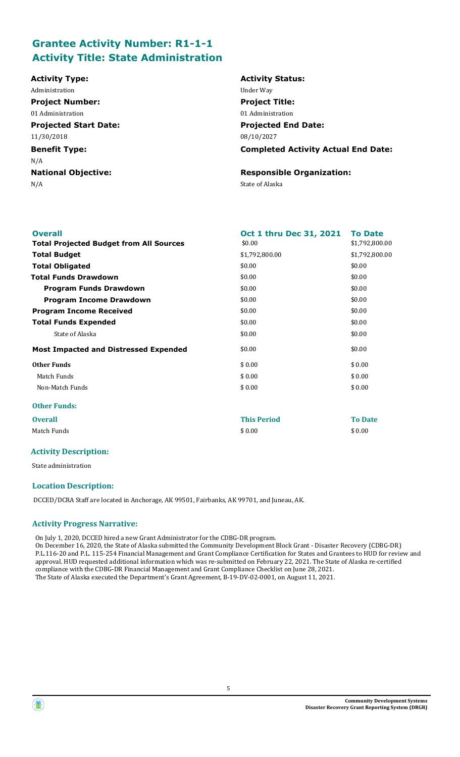## Grantee Activity Number: R1-1-1
## Activity Title: State Administration

**Activity Type:**
Administration

**Activity Status:**
Under Way

**Project Number:**
01 Administration

**Project Title:**
01 Administration

**Projected Start Date:**
11/30/2018

**Projected End Date:**
08/10/2027

**Benefit Type:**
N/A

**Completed Activity Actual End Date:**

**National Objective:**
N/A

**Responsible Organization:**
State of Alaska

| **Overall** | **Oct 1 thru Dec 31, 2021** | **To Date** |
|---|---|---|
| **Total Projected Budget from All Sources** | $0.00 | $1,792,800.00 |
| **Total Budget** | $1,792,800.00 | $1,792,800.00 |
| **Total Obligated** | $0.00 | $0.00 |
| **Total Funds Drawdown** | $0.00 | $0.00 |
| **Program Funds Drawdown** | $0.00 | $0.00 |
| **Program Income Drawdown** | $0.00 | $0.00 |
| **Program Income Received** | $0.00 | $0.00 |
| **Total Funds Expended** | $0.00 | $0.00 |
| State of Alaska | $0.00 | $0.00 |
| **Most Impacted and Distressed Expended** | $0.00 | $0.00 |
| **Other Funds** | $ 0.00 | $ 0.00 |
| Match Funds | $ 0.00 | $ 0.00 |
| Non-Match Funds | $ 0.00 | $ 0.00 |

**Other Funds:**

| **Overall** | **This Period** | **To Date** |
|---|---|---|
| Match Funds | $ 0.00 | $ 0.00 |

### Activity Description:

State administration

### Location Description:

DCCED/DCRA Staff are located in Anchorage, AK 99501, Fairbanks, AK 99701, and Juneau, AK.

### Activity Progress Narrative:

On July 1, 2020, DCCED hired a new Grant Administrator for the CDBG-DR program.
On December 16, 2020, the State of Alaska submitted the Community Development Block Grant - Disaster Recovery (CDBG-DR) P.L.116-20 and P.L. 115-254 Financial Management and Grant Compliance Certification for States and Grantees to HUD for review and approval. HUD requested additional information which was re-submitted on February 22, 2021. The State of Alaska re-certified compliance with the CDBG-DR Financial Management and Grant Compliance Checklist on June 28, 2021.
The State of Alaska executed the Department's Grant Agreement, B-19-DV-02-0001, on August 11, 2021.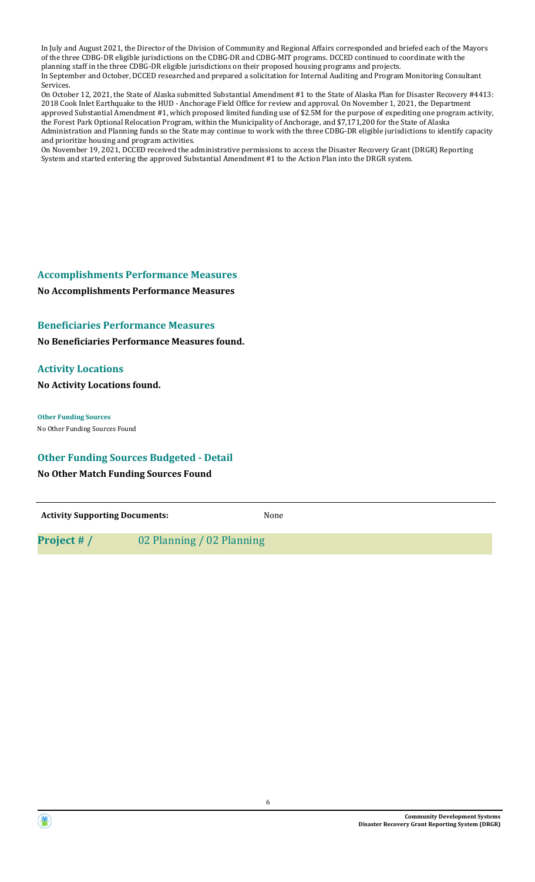In July and August 2021, the Director of the Division of Community and Regional Affairs corresponded and briefed each of the Mayors of the three CDBG-DR eligible jurisdictions on the CDBG-DR and CDBG-MIT programs. DCCED continued to coordinate with the planning staff in the three CDBG-DR eligible jurisdictions on their proposed housing programs and projects.
In September and October, DCCED researched and prepared a solicitation for Internal Auditing and Program Monitoring Consultant Services.
On October 12, 2021, the State of Alaska submitted Substantial Amendment #1 to the State of Alaska Plan for Disaster Recovery #4413: 2018 Cook Inlet Earthquake to the HUD - Anchorage Field Office for review and approval. On November 1, 2021, the Department approved Substantial Amendment #1, which proposed limited funding use of $2.5M for the purpose of expediting one program activity, the Forest Park Optional Relocation Program, within the Municipality of Anchorage, and $7,171,200 for the State of Alaska Administration and Planning funds so the State may continue to work with the three CDBG-DR eligible jurisdictions to identify capacity and prioritize housing and program activities.
On November 19, 2021, DCCED received the administrative permissions to access the Disaster Recovery Grant (DRGR) Reporting System and started entering the approved Substantial Amendment #1 to the Action Plan into the DRGR system.

## Accomplishments Performance Measures

**No Accomplishments Performance Measures**

## Beneficiaries Performance Measures

**No Beneficiaries Performance Measures found.**

## Activity Locations

**No Activity Locations found.**

**Other Funding Sources**

No Other Funding Sources Found

## Other Funding Sources Budgeted - Detail

**No Other Match Funding Sources Found**

**Activity Supporting Documents:** None

**Project # /** 02 Planning / 02 Planning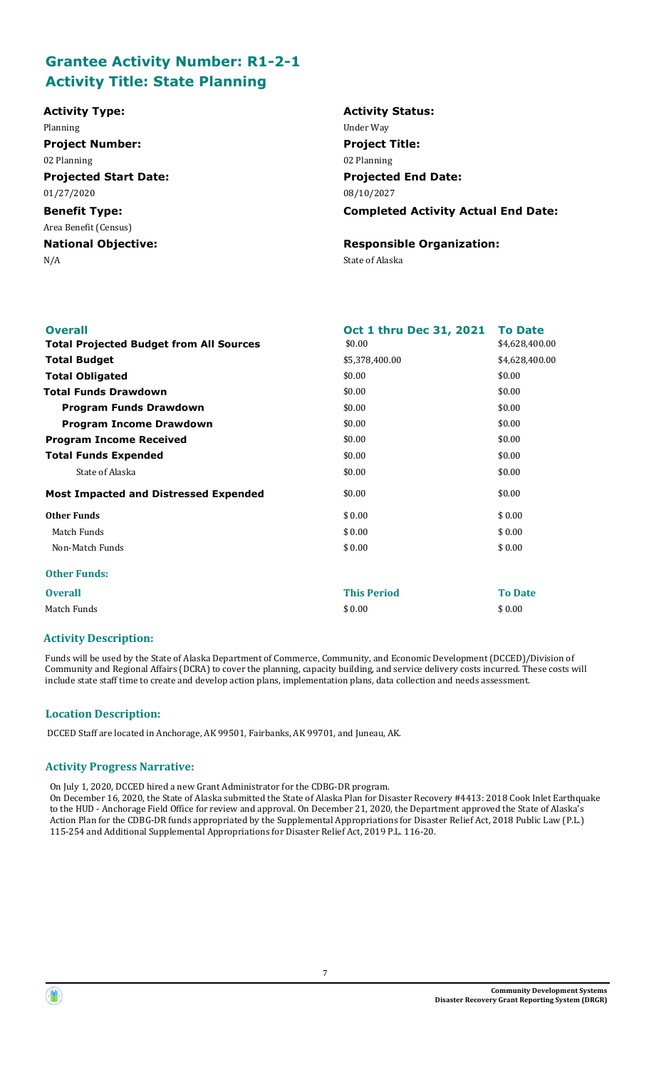## Grantee Activity Number: R1-2-1
## Activity Title: State Planning

**Activity Type:**
Planning

**Activity Status:**
Under Way

**Project Number:**
02 Planning

**Project Title:**
02 Planning

**Projected Start Date:**
01/27/2020

**Projected End Date:**
08/10/2027

**Benefit Type:**
Area Benefit (Census)

**Completed Activity Actual End Date:**

**National Objective:**
N/A

**Responsible Organization:**
State of Alaska

| Overall | Oct 1 thru Dec 31, 2021 | To Date |
| --- | --- | --- |
| **Total Projected Budget from All Sources** | \$0.00 | \$4,628,400.00 |
| **Total Budget** | \$5,378,400.00 | \$4,628,400.00 |
| **Total Obligated** | \$0.00 | \$0.00 |
| **Total Funds Drawdown** | \$0.00 | \$0.00 |
| **Program Funds Drawdown** | \$0.00 | \$0.00 |
| **Program Income Drawdown** | \$0.00 | \$0.00 |
| **Program Income Received** | \$0.00 | \$0.00 |
| **Total Funds Expended** | \$0.00 | \$0.00 |
| State of Alaska | \$0.00 | \$0.00 |
| **Most Impacted and Distressed Expended** | \$0.00 | \$0.00 |
| **Other Funds** | \$ 0.00 | \$ 0.00 |
| Match Funds | \$ 0.00 | \$ 0.00 |
| Non-Match Funds | \$ 0.00 | \$ 0.00 |

**Other Funds:**

| Overall | This Period | To Date |
| --- | --- | --- |
| Match Funds | \$ 0.00 | \$ 0.00 |

### Activity Description:

Funds will be used by the State of Alaska Department of Commerce, Community, and Economic Development (DCCED)/Division of Community and Regional Affairs (DCRA) to cover the planning, capacity building, and service delivery costs incurred. These costs will include state staff time to create and develop action plans, implementation plans, data collection and needs assessment.

### Location Description:

DCCED Staff are located in Anchorage, AK 99501, Fairbanks, AK 99701, and Juneau, AK.

### Activity Progress Narrative:

On July 1, 2020, DCCED hired a new Grant Administrator for the CDBG-DR program.
On December 16, 2020, the State of Alaska submitted the State of Alaska Plan for Disaster Recovery #4413: 2018 Cook Inlet Earthquake to the HUD - Anchorage Field Office for review and approval. On December 21, 2020, the Department approved the State of Alaska's Action Plan for the CDBG-DR funds appropriated by the Supplemental Appropriations for Disaster Relief Act, 2018 Public Law (P.L.) 115-254 and Additional Supplemental Appropriations for Disaster Relief Act, 2019 P.L. 116-20.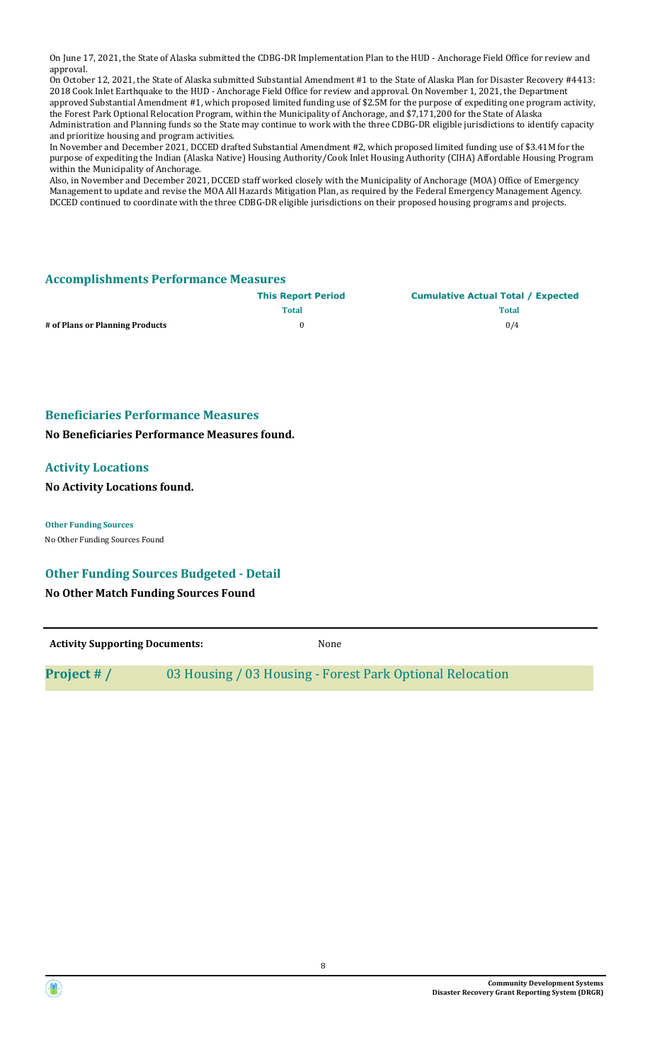On June 17, 2021, the State of Alaska submitted the CDBG-DR Implementation Plan to the HUD - Anchorage Field Office for review and approval.
On October 12, 2021, the State of Alaska submitted Substantial Amendment #1 to the State of Alaska Plan for Disaster Recovery #4413: 2018 Cook Inlet Earthquake to the HUD - Anchorage Field Office for review and approval. On November 1, 2021, the Department approved Substantial Amendment #1, which proposed limited funding use of $2.5M for the purpose of expediting one program activity, the Forest Park Optional Relocation Program, within the Municipality of Anchorage, and $7,171,200 for the State of Alaska Administration and Planning funds so the State may continue to work with the three CDBG-DR eligible jurisdictions to identify capacity and prioritize housing and program activities.
In November and December 2021, DCCED drafted Substantial Amendment #2, which proposed limited funding use of $3.41M for the purpose of expediting the Indian (Alaska Native) Housing Authority/Cook Inlet Housing Authority (CIHA) Affordable Housing Program within the Municipality of Anchorage.
Also, in November and December 2021, DCCED staff worked closely with the Municipality of Anchorage (MOA) Office of Emergency Management to update and revise the MOA All Hazards Mitigation Plan, as required by the Federal Emergency Management Agency. DCCED continued to coordinate with the three CDBG-DR eligible jurisdictions on their proposed housing programs and projects.

## Accomplishments Performance Measures

| | This Report Period | Cumulative Actual Total / Expected |
|---|---|---|
| | Total | Total |
| # of Plans or Planning Products | 0 | 0/4 |

## Beneficiaries Performance Measures

**No Beneficiaries Performance Measures found.**

## Activity Locations

**No Activity Locations found.**

**Other Funding Sources**

No Other Funding Sources Found

## Other Funding Sources Budgeted - Detail

**No Other Match Funding Sources Found**

**Activity Supporting Documents:** None

## Project # / 03 Housing / 03 Housing - Forest Park Optional Relocation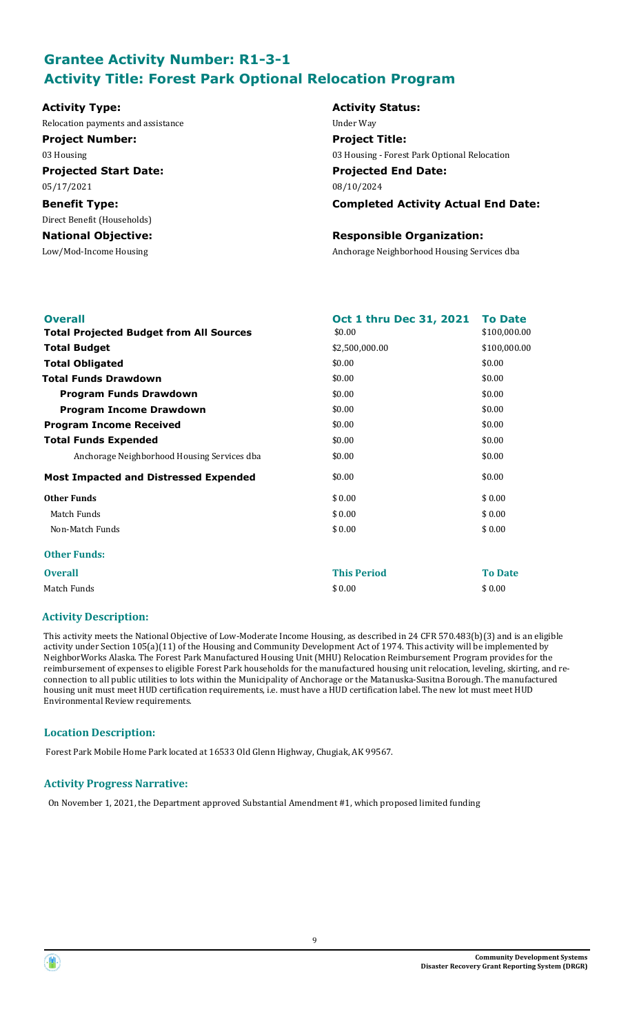## Grantee Activity Number: R1-3-1
## Activity Title: Forest Park Optional Relocation Program

| | |
|---|---|
| **Activity Type:** | **Activity Status:** |
| Relocation payments and assistance | Under Way |
| **Project Number:** | **Project Title:** |
| 03 Housing | 03 Housing - Forest Park Optional Relocation |
| **Projected Start Date:** | **Projected End Date:** |
| 05/17/2021 | 08/10/2024 |
| **Benefit Type:** | **Completed Activity Actual End Date:** |
| Direct Benefit (Households) | |
| **National Objective:** | **Responsible Organization:** |
| Low/Mod-Income Housing | Anchorage Neighborhood Housing Services dba |

| **Overall** | **Oct 1 thru Dec 31, 2021** | **To Date** |
|---|---|---|
| **Total Projected Budget from All Sources** | $0.00 | $100,000.00 |
| **Total Budget** | $2,500,000.00 | $100,000.00 |
| **Total Obligated** | $0.00 | $0.00 |
| **Total Funds Drawdown** | $0.00 | $0.00 |
| **Program Funds Drawdown** | $0.00 | $0.00 |
| **Program Income Drawdown** | $0.00 | $0.00 |
| **Program Income Received** | $0.00 | $0.00 |
| **Total Funds Expended** | $0.00 | $0.00 |
| Anchorage Neighborhood Housing Services dba | $0.00 | $0.00 |
| **Most Impacted and Distressed Expended** | $0.00 | $0.00 |
| **Other Funds** | $ 0.00 | $ 0.00 |
| Match Funds | $ 0.00 | $ 0.00 |
| Non-Match Funds | $ 0.00 | $ 0.00 |

**Other Funds:**

| **Overall** | **This Period** | **To Date** |
|---|---|---|
| Match Funds | $ 0.00 | $ 0.00 |

### Activity Description:

This activity meets the National Objective of Low-Moderate Income Housing, as described in 24 CFR 570.483(b)(3) and is an eligible activity under Section 105(a)(11) of the Housing and Community Development Act of 1974. This activity will be implemented by NeighborWorks Alaska. The Forest Park Manufactured Housing Unit (MHU) Relocation Reimbursement Program provides for the reimbursement of expenses to eligible Forest Park households for the manufactured housing unit relocation, leveling, skirting, and re-connection to all public utilities to lots within the Municipality of Anchorage or the Matanuska-Susitna Borough. The manufactured housing unit must meet HUD certification requirements, i.e. must have a HUD certification label. The new lot must meet HUD Environmental Review requirements.

### Location Description:

Forest Park Mobile Home Park located at 16533 Old Glenn Highway, Chugiak, AK 99567.

### Activity Progress Narrative:

On November 1, 2021, the Department approved Substantial Amendment #1, which proposed limited funding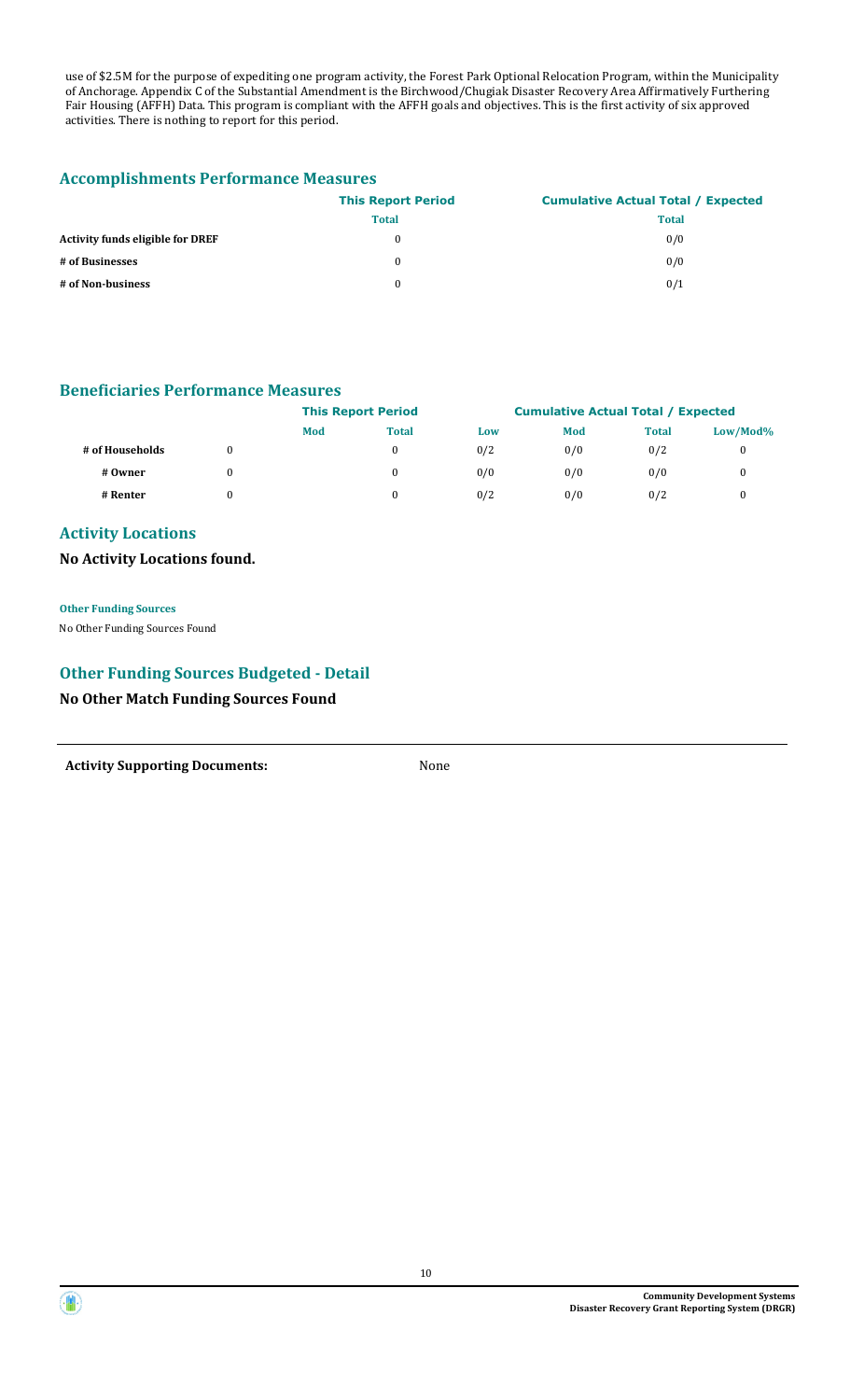use of $2.5M for the purpose of expediting one program activity, the Forest Park Optional Relocation Program, within the Municipality of Anchorage. Appendix C of the Substantial Amendment is the Birchwood/Chugiak Disaster Recovery Area Affirmatively Furthering Fair Housing (AFFH) Data. This program is compliant with the AFFH goals and objectives. This is the first activity of six approved activities. There is nothing to report for this period.

## Accomplishments Performance Measures

| | This Report Period | Cumulative Actual Total / Expected |
|---|---|---|
| | Total | Total |
| **Activity funds eligible for DREF** | 0 | 0/0 |
| **# of Businesses** | 0 | 0/0 |
| **# of Non-business** | 0 | 0/1 |

## Beneficiaries Performance Measures

| | This Report Period | | | Cumulative Actual Total / Expected | | | |
|---|---|---|---|---|---|---|---|
| | Low | Mod | Total | Low | Mod | Total | Low/Mod% |
| **# of Households** | 0 | | 0 | 0/2 | 0/0 | 0/2 | 0 |
| **# Owner** | 0 | | 0 | 0/0 | 0/0 | 0/0 | 0 |
| **# Renter** | 0 | | 0 | 0/2 | 0/0 | 0/2 | 0 |

## Activity Locations

**No Activity Locations found.**

**Other Funding Sources**

No Other Funding Sources Found

## Other Funding Sources Budgeted - Detail

**No Other Match Funding Sources Found**

**Activity Supporting Documents:** None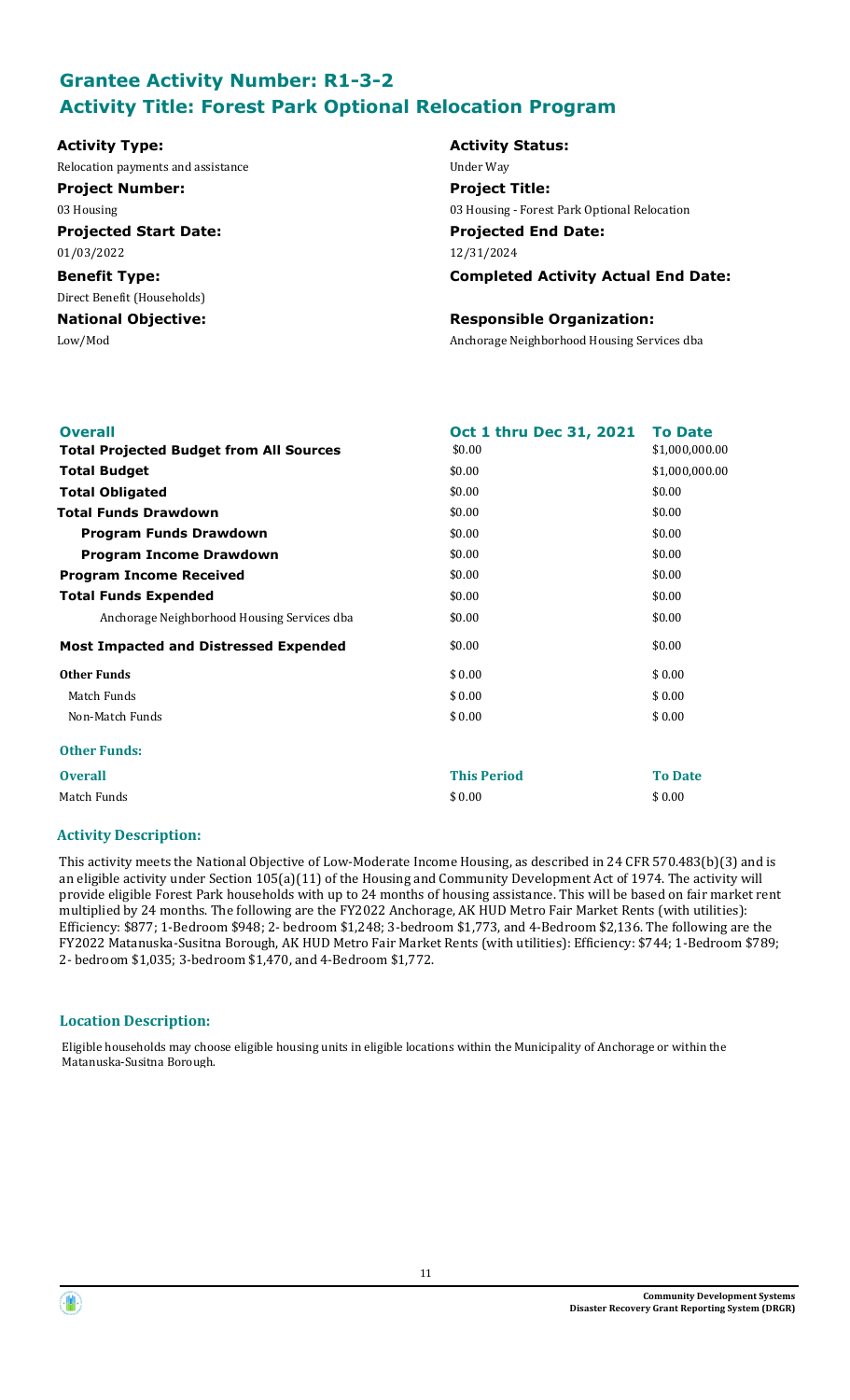## Grantee Activity Number: R1-3-2
## Activity Title: Forest Park Optional Relocation Program

**Activity Type:**
Relocation payments and assistance

**Activity Status:**
Under Way

**Project Number:**
03 Housing

**Project Title:**
03 Housing - Forest Park Optional Relocation

**Projected Start Date:**
01/03/2022

**Projected End Date:**
12/31/2024

**Benefit Type:**
Direct Benefit (Households)

**Completed Activity Actual End Date:**

**National Objective:**
Low/Mod

**Responsible Organization:**
Anchorage Neighborhood Housing Services dba

| Overall | Oct 1 thru Dec 31, 2021 | To Date |
|---|---|---|
| **Total Projected Budget from All Sources** | $0.00 | $1,000,000.00 |
| **Total Budget** | $0.00 | $1,000,000.00 |
| **Total Obligated** | $0.00 | $0.00 |
| **Total Funds Drawdown** | $0.00 | $0.00 |
| **Program Funds Drawdown** | $0.00 | $0.00 |
| **Program Income Drawdown** | $0.00 | $0.00 |
| **Program Income Received** | $0.00 | $0.00 |
| **Total Funds Expended** | $0.00 | $0.00 |
| Anchorage Neighborhood Housing Services dba | $0.00 | $0.00 |
| **Most Impacted and Distressed Expended** | $0.00 | $0.00 |
| **Other Funds** | $ 0.00 | $ 0.00 |
| Match Funds | $ 0.00 | $ 0.00 |
| Non-Match Funds | $ 0.00 | $ 0.00 |

**Other Funds:**

| Overall | This Period | To Date |
|---|---|---|
| Match Funds | $ 0.00 | $ 0.00 |

### Activity Description:

This activity meets the National Objective of Low-Moderate Income Housing, as described in 24 CFR 570.483(b)(3) and is an eligible activity under Section 105(a)(11) of the Housing and Community Development Act of 1974. The activity will provide eligible Forest Park households with up to 24 months of housing assistance. This will be based on fair market rent multiplied by 24 months. The following are the FY2022 Anchorage, AK HUD Metro Fair Market Rents (with utilities): Efficiency: $877; 1-Bedroom $948; 2- bedroom $1,248; 3-bedroom $1,773, and 4-Bedroom $2,136. The following are the FY2022 Matanuska-Susitna Borough, AK HUD Metro Fair Market Rents (with utilities): Efficiency: $744; 1-Bedroom $789; 2- bedroom $1,035; 3-bedroom $1,470, and 4-Bedroom $1,772.

### Location Description:

Eligible households may choose eligible housing units in eligible locations within the Municipality of Anchorage or within the Matanuska-Susitna Borough.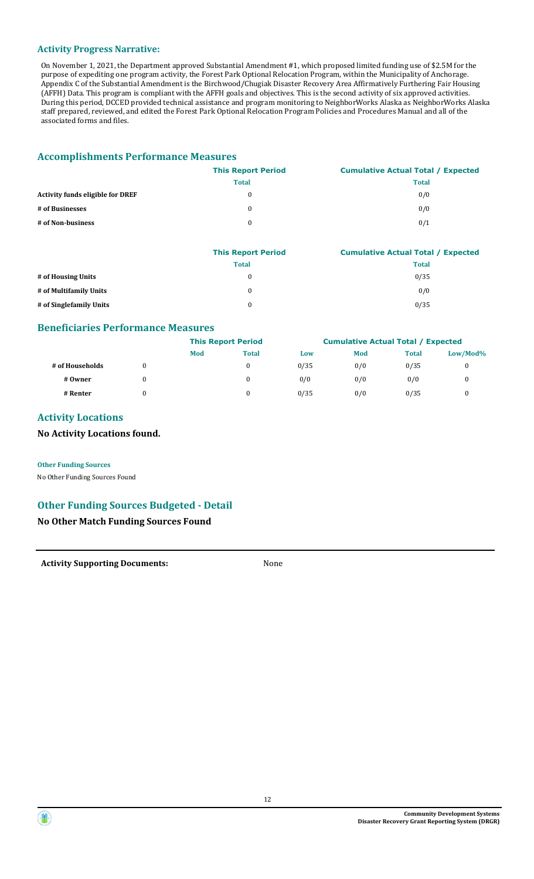## Activity Progress Narrative:

On November 1, 2021, the Department approved Substantial Amendment #1, which proposed limited funding use of $2.5M for the purpose of expediting one program activity, the Forest Park Optional Relocation Program, within the Municipality of Anchorage. Appendix C of the Substantial Amendment is the Birchwood/Chugiak Disaster Recovery Area Affirmatively Furthering Fair Housing (AFFH) Data. This program is compliant with the AFFH goals and objectives. This is the second activity of six approved activities. During this period, DCCED provided technical assistance and program monitoring to NeighborWorks Alaska as NeighborWorks Alaska staff prepared, reviewed, and edited the Forest Park Optional Relocation Program Policies and Procedures Manual and all of the associated forms and files.

## Accomplishments Performance Measures

| | This Report Period | Cumulative Actual Total / Expected |
|---|---|---|
| | Total | Total |
| Activity funds eligible for DREF | 0 | 0/0 |
| # of Businesses | 0 | 0/0 |
| # of Non-business | 0 | 0/1 |

| | This Report Period | Cumulative Actual Total / Expected |
|---|---|---|
| | Total | Total |
| # of Housing Units | 0 | 0/35 |
| # of Multifamily Units | 0 | 0/0 |
| # of Singlefamily Units | 0 | 0/35 |

## Beneficiaries Performance Measures

| | This Report Period | | | Cumulative Actual Total / Expected | | | |
|---|---|---|---|---|---|---|---|
| | Low | Mod | Total | Low | Mod | Total | Low/Mod% |
| # of Households | 0 | | 0 | 0/35 | 0/0 | 0/35 | 0 |
| # Owner | 0 | | 0 | 0/0 | 0/0 | 0/0 | 0 |
| # Renter | 0 | | 0 | 0/35 | 0/0 | 0/35 | 0 |

## Activity Locations

**No Activity Locations found.**

**Other Funding Sources**

No Other Funding Sources Found

## Other Funding Sources Budgeted - Detail

**No Other Match Funding Sources Found**

**Activity Supporting Documents:** None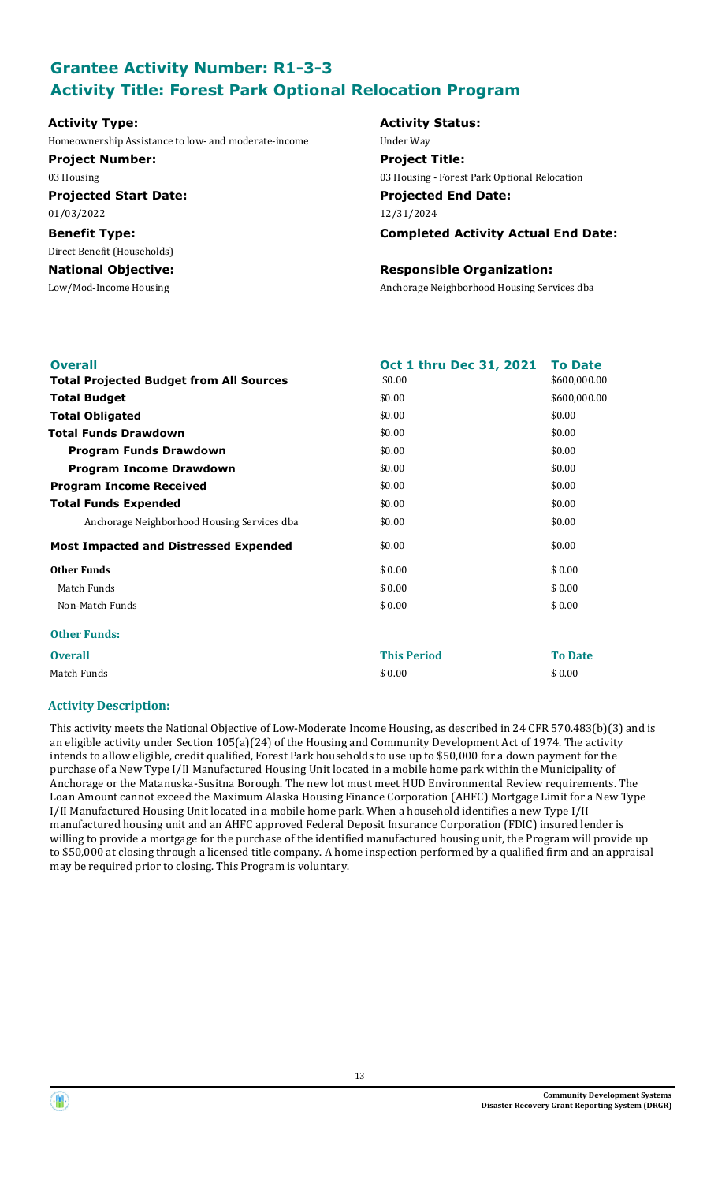## Grantee Activity Number: R1-3-3
## Activity Title: Forest Park Optional Relocation Program

**Activity Type:**
Homeownership Assistance to low- and moderate-income

**Activity Status:**
Under Way

**Project Number:**
03 Housing

**Project Title:**
03 Housing - Forest Park Optional Relocation

**Projected Start Date:**
01/03/2022

**Projected End Date:**
12/31/2024

**Benefit Type:**
Direct Benefit (Households)

**Completed Activity Actual End Date:**

**National Objective:**
Low/Mod-Income Housing

**Responsible Organization:**
Anchorage Neighborhood Housing Services dba

| Overall | Oct 1 thru Dec 31, 2021 | To Date |
|---|---|---|
| **Total Projected Budget from All Sources** | $0.00 | $600,000.00 |
| **Total Budget** | $0.00 | $600,000.00 |
| **Total Obligated** | $0.00 | $0.00 |
| **Total Funds Drawdown** | $0.00 | $0.00 |
| **Program Funds Drawdown** | $0.00 | $0.00 |
| **Program Income Drawdown** | $0.00 | $0.00 |
| **Program Income Received** | $0.00 | $0.00 |
| **Total Funds Expended** | $0.00 | $0.00 |
| Anchorage Neighborhood Housing Services dba | $0.00 | $0.00 |
| **Most Impacted and Distressed Expended** | $0.00 | $0.00 |
| **Other Funds** | $ 0.00 | $ 0.00 |
| Match Funds | $ 0.00 | $ 0.00 |
| Non-Match Funds | $ 0.00 | $ 0.00 |

**Other Funds:**

| Overall | This Period | To Date |
|---|---|---|
| Match Funds | $ 0.00 | $ 0.00 |

### Activity Description:

This activity meets the National Objective of Low-Moderate Income Housing, as described in 24 CFR 570.483(b)(3) and is an eligible activity under Section 105(a)(24) of the Housing and Community Development Act of 1974. The activity intends to allow eligible, credit qualified, Forest Park households to use up to $50,000 for a down payment for the purchase of a New Type I/II Manufactured Housing Unit located in a mobile home park within the Municipality of Anchorage or the Matanuska-Susitna Borough. The new lot must meet HUD Environmental Review requirements. The Loan Amount cannot exceed the Maximum Alaska Housing Finance Corporation (AHFC) Mortgage Limit for a New Type I/II Manufactured Housing Unit located in a mobile home park. When a household identifies a new Type I/II manufactured housing unit and an AHFC approved Federal Deposit Insurance Corporation (FDIC) insured lender is willing to provide a mortgage for the purchase of the identified manufactured housing unit, the Program will provide up to $50,000 at closing through a licensed title company. A home inspection performed by a qualified firm and an appraisal may be required prior to closing. This Program is voluntary.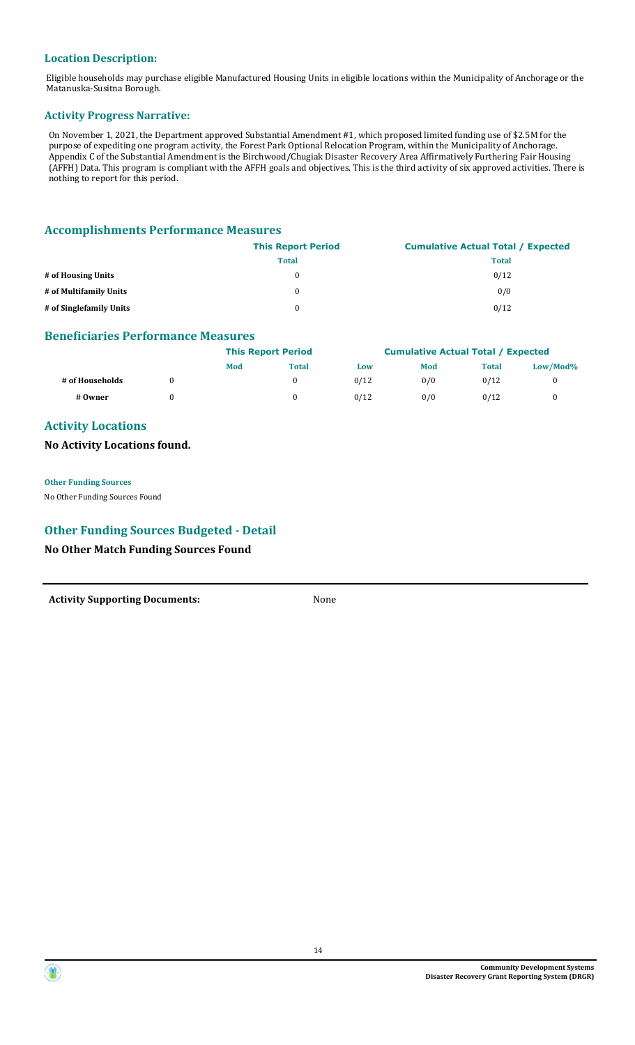### Location Description:

Eligible households may purchase eligible Manufactured Housing Units in eligible locations within the Municipality of Anchorage or the Matanuska-Susitna Borough.

### Activity Progress Narrative:

On November 1, 2021, the Department approved Substantial Amendment #1, which proposed limited funding use of $2.5M for the purpose of expediting one program activity, the Forest Park Optional Relocation Program, within the Municipality of Anchorage. Appendix C of the Substantial Amendment is the Birchwood/Chugiak Disaster Recovery Area Affirmatively Furthering Fair Housing (AFFH) Data. This program is compliant with the AFFH goals and objectives. This is the third activity of six approved activities. There is nothing to report for this period.

## Accomplishments Performance Measures

| | This Report Period | Cumulative Actual Total / Expected |
|---|---|---|
| | **Total** | **Total** |
| **# of Housing Units** | 0 | 0/12 |
| **# of Multifamily Units** | 0 | 0/0 |
| **# of Singlefamily Units** | 0 | 0/12 |

## Beneficiaries Performance Measures

| | This Report Period | | | Cumulative Actual Total / Expected | | | |
|---|---|---|---|---|---|---|---|
| | | **Mod** | **Total** | **Low** | **Mod** | **Total** | **Low/Mod%** |
| **# of Households** | 0 | | 0 | 0/12 | 0/0 | 0/12 | 0 |
| **# Owner** | 0 | | 0 | 0/12 | 0/0 | 0/12 | 0 |

## Activity Locations

**No Activity Locations found.**

**Other Funding Sources**

No Other Funding Sources Found

## Other Funding Sources Budgeted - Detail

**No Other Match Funding Sources Found**

**Activity Supporting Documents:** None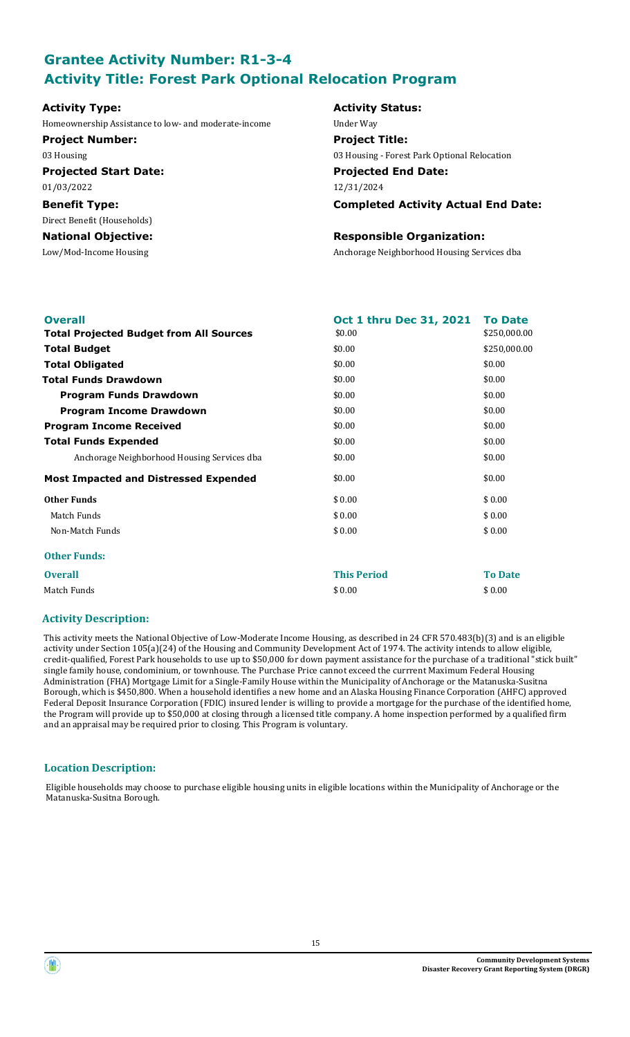## Grantee Activity Number: R1-3-4
## Activity Title: Forest Park Optional Relocation Program

**Activity Type:**
Homeownership Assistance to low- and moderate-income

**Activity Status:**
Under Way

**Project Number:**
03 Housing

**Project Title:**
03 Housing - Forest Park Optional Relocation

**Projected Start Date:**
01/03/2022

**Projected End Date:**
12/31/2024

**Benefit Type:**
Direct Benefit (Households)

**Completed Activity Actual End Date:**

**National Objective:**
Low/Mod-Income Housing

**Responsible Organization:**
Anchorage Neighborhood Housing Services dba

| Overall | Oct 1 thru Dec 31, 2021 | To Date |
|---|---|---|
| **Total Projected Budget from All Sources** | \$0.00 | \$250,000.00 |
| **Total Budget** | \$0.00 | \$250,000.00 |
| **Total Obligated** | \$0.00 | \$0.00 |
| **Total Funds Drawdown** | \$0.00 | \$0.00 |
| **Program Funds Drawdown** | \$0.00 | \$0.00 |
| **Program Income Drawdown** | \$0.00 | \$0.00 |
| **Program Income Received** | \$0.00 | \$0.00 |
| **Total Funds Expended** | \$0.00 | \$0.00 |
| Anchorage Neighborhood Housing Services dba | \$0.00 | \$0.00 |
| **Most Impacted and Distressed Expended** | \$0.00 | \$0.00 |
| **Other Funds** | \$ 0.00 | \$ 0.00 |
| Match Funds | \$ 0.00 | \$ 0.00 |
| Non-Match Funds | \$ 0.00 | \$ 0.00 |

**Other Funds:**

| Overall | This Period | To Date |
|---|---|---|
| Match Funds | \$ 0.00 | \$ 0.00 |

### Activity Description:

This activity meets the National Objective of Low-Moderate Income Housing, as described in 24 CFR 570.483(b)(3) and is an eligible activity under Section 105(a)(24) of the Housing and Community Development Act of 1974. The activity intends to allow eligible, credit-qualified, Forest Park households to use up to \$50,000 for down payment assistance for the purchase of a traditional "stick built" single family house, condominium, or townhouse. The Purchase Price cannot exceed the currrent Maximum Federal Housing Administration (FHA) Mortgage Limit for a Single-Family House within the Municipality of Anchorage or the Matanuska-Susitna Borough, which is \$450,800. When a household identifies a new home and an Alaska Housing Finance Corporation (AHFC) approved Federal Deposit Insurance Corporation (FDIC) insured lender is willing to provide a mortgage for the purchase of the identified home, the Program will provide up to \$50,000 at closing through a licensed title company. A home inspection performed by a qualified firm and an appraisal may be required prior to closing. This Program is voluntary.

### Location Description:

Eligible households may choose to purchase eligible housing units in eligible locations within the Municipality of Anchorage or the Matanuska-Susitna Borough.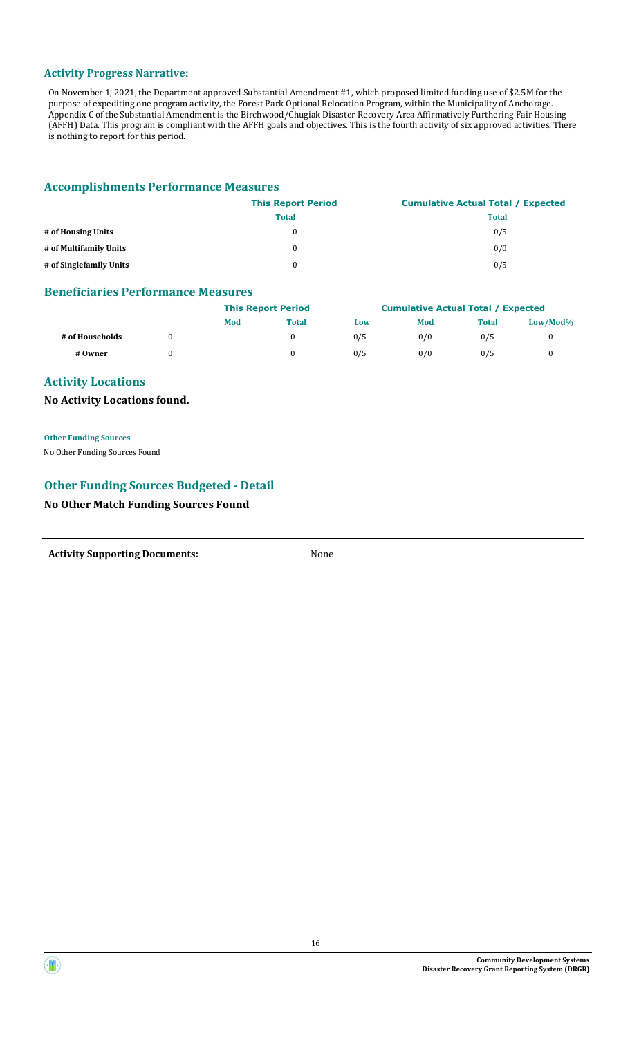### Activity Progress Narrative:

On November 1, 2021, the Department approved Substantial Amendment #1, which proposed limited funding use of $2.5M for the purpose of expediting one program activity, the Forest Park Optional Relocation Program, within the Municipality of Anchorage. Appendix C of the Substantial Amendment is the Birchwood/Chugiak Disaster Recovery Area Affirmatively Furthering Fair Housing (AFFH) Data. This program is compliant with the AFFH goals and objectives. This is the fourth activity of six approved activities. There is nothing to report for this period.

## Accomplishments Performance Measures

| | This Report Period | Cumulative Actual Total / Expected |
|---|---|---|
| | **Total** | **Total** |
| **# of Housing Units** | 0 | 0/5 |
| **# of Multifamily Units** | 0 | 0/0 |
| **# of Singlefamily Units** | 0 | 0/5 |

## Beneficiaries Performance Measures

| | This Report Period | | | Cumulative Actual Total / Expected | | | |
|---|---|---|---|---|---|---|---|
| | | **Mod** | **Total** | **Low** | **Mod** | **Total** | **Low/Mod%** |
| **# of Households** | 0 | | 0 | 0/5 | 0/0 | 0/5 | 0 |
| **# Owner** | 0 | | 0 | 0/5 | 0/0 | 0/5 | 0 |

## Activity Locations

**No Activity Locations found.**

**Other Funding Sources**

No Other Funding Sources Found

## Other Funding Sources Budgeted - Detail

**No Other Match Funding Sources Found**

---

**Activity Supporting Documents:** None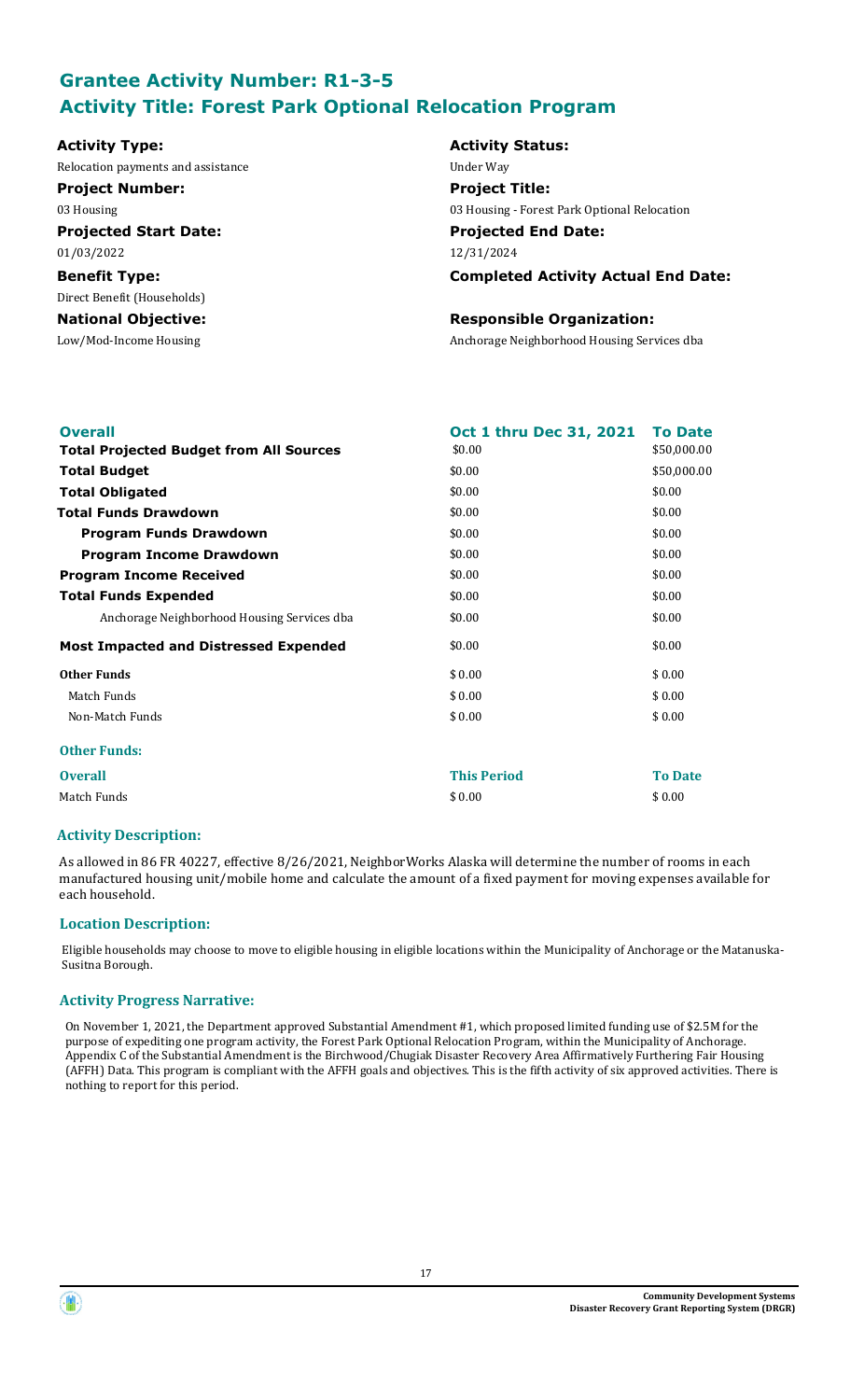# Grantee Activity Number: R1-3-5
# Activity Title: Forest Park Optional Relocation Program

**Activity Type:**
Relocation payments and assistance

**Activity Status:**
Under Way

**Project Number:**
03 Housing

**Project Title:**
03 Housing - Forest Park Optional Relocation

**Projected Start Date:**
01/03/2022

**Projected End Date:**
12/31/2024

**Benefit Type:**
Direct Benefit (Households)

**Completed Activity Actual End Date:**

**National Objective:**
Low/Mod-Income Housing

**Responsible Organization:**
Anchorage Neighborhood Housing Services dba

| Overall | Oct 1 thru Dec 31, 2021 | To Date |
|---|---|---|
| **Total Projected Budget from All Sources** | $0.00 | $50,000.00 |
| **Total Budget** | $0.00 | $50,000.00 |
| **Total Obligated** | $0.00 | $0.00 |
| **Total Funds Drawdown** | $0.00 | $0.00 |
| **Program Funds Drawdown** | $0.00 | $0.00 |
| **Program Income Drawdown** | $0.00 | $0.00 |
| **Program Income Received** | $0.00 | $0.00 |
| **Total Funds Expended** | $0.00 | $0.00 |
| Anchorage Neighborhood Housing Services dba | $0.00 | $0.00 |
| **Most Impacted and Distressed Expended** | $0.00 | $0.00 |
| **Other Funds** | $ 0.00 | $ 0.00 |
| Match Funds | $ 0.00 | $ 0.00 |
| Non-Match Funds | $ 0.00 | $ 0.00 |

**Other Funds:**

| Overall | This Period | To Date |
|---|---|---|
| Match Funds | $ 0.00 | $ 0.00 |

### Activity Description:

As allowed in 86 FR 40227, effective 8/26/2021, NeighborWorks Alaska will determine the number of rooms in each manufactured housing unit/mobile home and calculate the amount of a fixed payment for moving expenses available for each household.

### Location Description:

Eligible households may choose to move to eligible housing in eligible locations within the Municipality of Anchorage or the Matanuska-Susitna Borough.

### Activity Progress Narrative:

On November 1, 2021, the Department approved Substantial Amendment #1, which proposed limited funding use of $2.5M for the purpose of expediting one program activity, the Forest Park Optional Relocation Program, within the Municipality of Anchorage. Appendix C of the Substantial Amendment is the Birchwood/Chugiak Disaster Recovery Area Affirmatively Furthering Fair Housing (AFFH) Data. This program is compliant with the AFFH goals and objectives. This is the fifth activity of six approved activities. There is nothing to report for this period.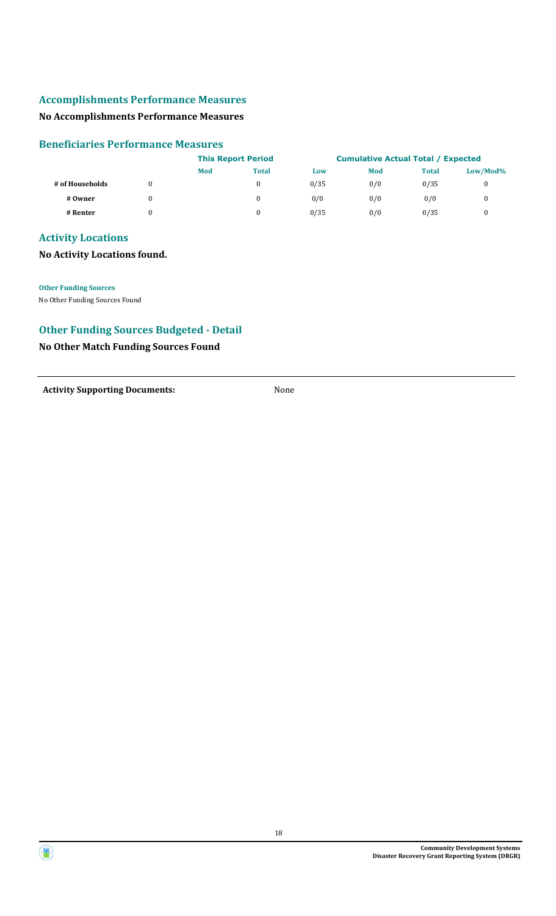## Accomplishments Performance Measures

**No Accomplishments Performance Measures**

## Beneficiaries Performance Measures

| | This Report Period | | | Cumulative Actual Total / Expected | | | |
|---|---|---|---|---|---|---|---|
| | Low | Mod | Total | Low | Mod | Total | Low/Mod% |
| **# of Households** | 0 | | 0 | 0/35 | 0/0 | 0/35 | 0 |
| **# Owner** | 0 | | 0 | 0/0 | 0/0 | 0/0 | 0 |
| **# Renter** | 0 | | 0 | 0/35 | 0/0 | 0/35 | 0 |

## Activity Locations

**No Activity Locations found.**

**Other Funding Sources**

No Other Funding Sources Found

## Other Funding Sources Budgeted - Detail

**No Other Match Funding Sources Found**

---

**Activity Supporting Documents:** None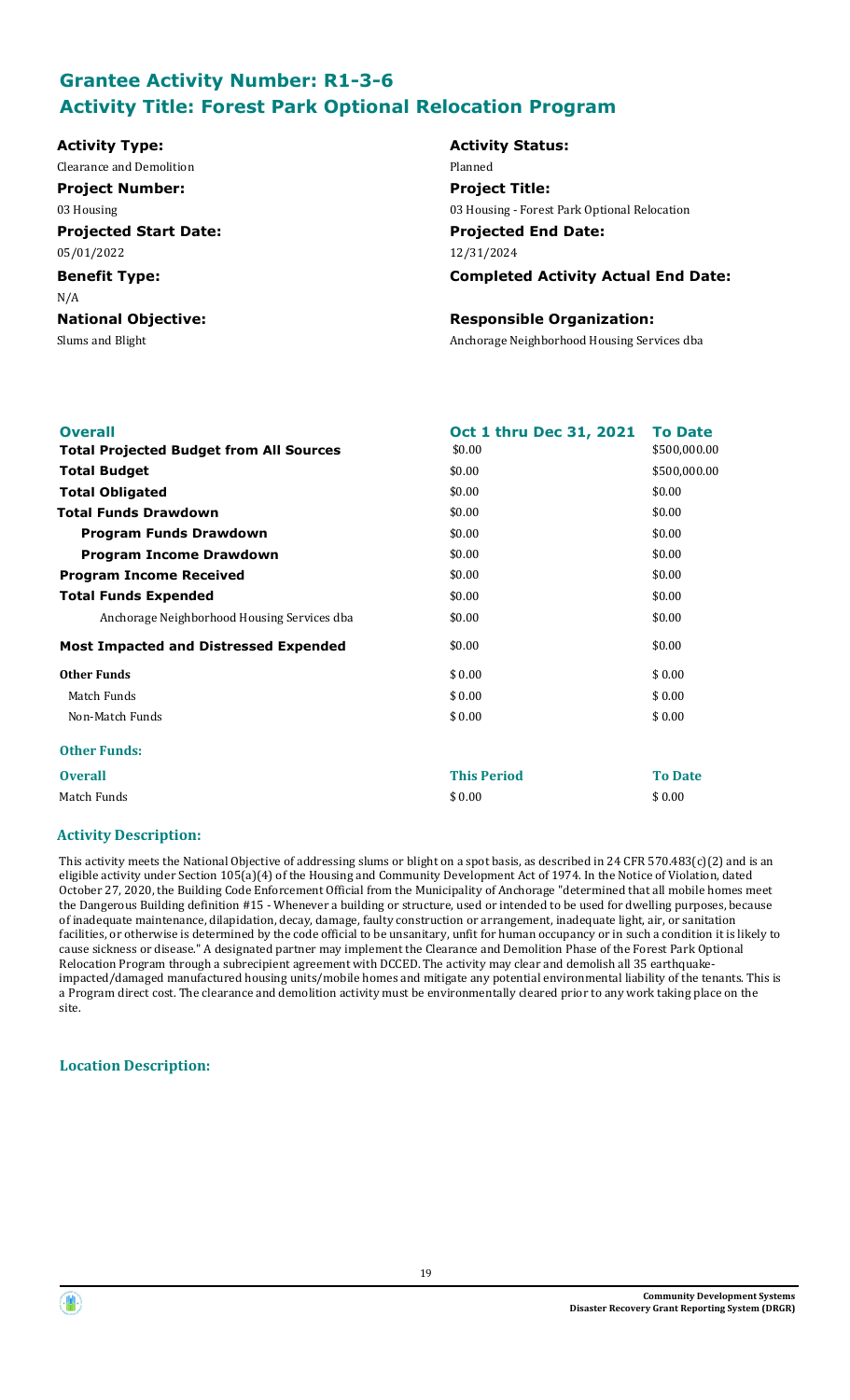## Grantee Activity Number: R1-3-6
## Activity Title: Forest Park Optional Relocation Program

| | |
|---|---|
| **Activity Type:** | **Activity Status:** |
| Clearance and Demolition | Planned |
| **Project Number:** | **Project Title:** |
| 03 Housing | 03 Housing - Forest Park Optional Relocation |
| **Projected Start Date:** | **Projected End Date:** |
| 05/01/2022 | 12/31/2024 |
| **Benefit Type:** | **Completed Activity Actual End Date:** |
| N/A | |
| **National Objective:** | **Responsible Organization:** |
| Slums and Blight | Anchorage Neighborhood Housing Services dba |

| **Overall** | **Oct 1 thru Dec 31, 2021** | **To Date** |
|---|---|---|
| **Total Projected Budget from All Sources** | $0.00 | $500,000.00 |
| **Total Budget** | $0.00 | $500,000.00 |
| **Total Obligated** | $0.00 | $0.00 |
| **Total Funds Drawdown** | $0.00 | $0.00 |
| **Program Funds Drawdown** | $0.00 | $0.00 |
| **Program Income Drawdown** | $0.00 | $0.00 |
| **Program Income Received** | $0.00 | $0.00 |
| **Total Funds Expended** | $0.00 | $0.00 |
| Anchorage Neighborhood Housing Services dba | $0.00 | $0.00 |
| **Most Impacted and Distressed Expended** | $0.00 | $0.00 |
| **Other Funds** | $ 0.00 | $ 0.00 |
| Match Funds | $ 0.00 | $ 0.00 |
| Non-Match Funds | $ 0.00 | $ 0.00 |

**Other Funds:**

| **Overall** | **This Period** | **To Date** |
|---|---|---|
| Match Funds | $ 0.00 | $ 0.00 |

### Activity Description:

This activity meets the National Objective of addressing slums or blight on a spot basis, as described in 24 CFR 570.483(c)(2) and is an eligible activity under Section 105(a)(4) of the Housing and Community Development Act of 1974. In the Notice of Violation, dated October 27, 2020, the Building Code Enforcement Official from the Municipality of Anchorage "determined that all mobile homes meet the Dangerous Building definition #15 - Whenever a building or structure, used or intended to be used for dwelling purposes, because of inadequate maintenance, dilapidation, decay, damage, faulty construction or arrangement, inadequate light, air, or sanitation facilities, or otherwise is determined by the code official to be unsanitary, unfit for human occupancy or in such a condition it is likely to cause sickness or disease." A designated partner may implement the Clearance and Demolition Phase of the Forest Park Optional Relocation Program through a subrecipient agreement with DCCED. The activity may clear and demolish all 35 earthquake-impacted/damaged manufactured housing units/mobile homes and mitigate any potential environmental liability of the tenants. This is a Program direct cost. The clearance and demolition activity must be environmentally cleared prior to any work taking place on the site.

### Location Description: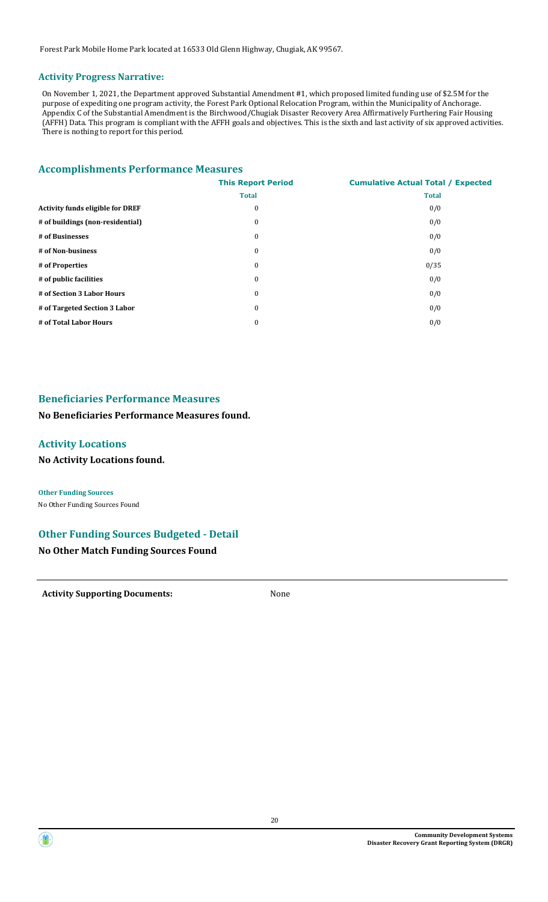Forest Park Mobile Home Park located at 16533 Old Glenn Highway, Chugiak, AK 99567.

### Activity Progress Narrative:

On November 1, 2021, the Department approved Substantial Amendment #1, which proposed limited funding use of $2.5M for the purpose of expediting one program activity, the Forest Park Optional Relocation Program, within the Municipality of Anchorage. Appendix C of the Substantial Amendment is the Birchwood/Chugiak Disaster Recovery Area Affirmatively Furthering Fair Housing (AFFH) Data. This program is compliant with the AFFH goals and objectives. This is the sixth and last activity of six approved activities. There is nothing to report for this period.

## Accomplishments Performance Measures

| | This Report Period | Cumulative Actual Total / Expected |
|---|---|---|
| | Total | Total |
| **Activity funds eligible for DREF** | 0 | 0/0 |
| **# of buildings (non-residential)** | 0 | 0/0 |
| **# of Businesses** | 0 | 0/0 |
| **# of Non-business** | 0 | 0/0 |
| **# of Properties** | 0 | 0/35 |
| **# of public facilities** | 0 | 0/0 |
| **# of Section 3 Labor Hours** | 0 | 0/0 |
| **# of Targeted Section 3 Labor** | 0 | 0/0 |
| **# of Total Labor Hours** | 0 | 0/0 |

## Beneficiaries Performance Measures

**No Beneficiaries Performance Measures found.**

## Activity Locations

**No Activity Locations found.**

**Other Funding Sources**

No Other Funding Sources Found

## Other Funding Sources Budgeted - Detail

**No Other Match Funding Sources Found**

**Activity Supporting Documents:** None